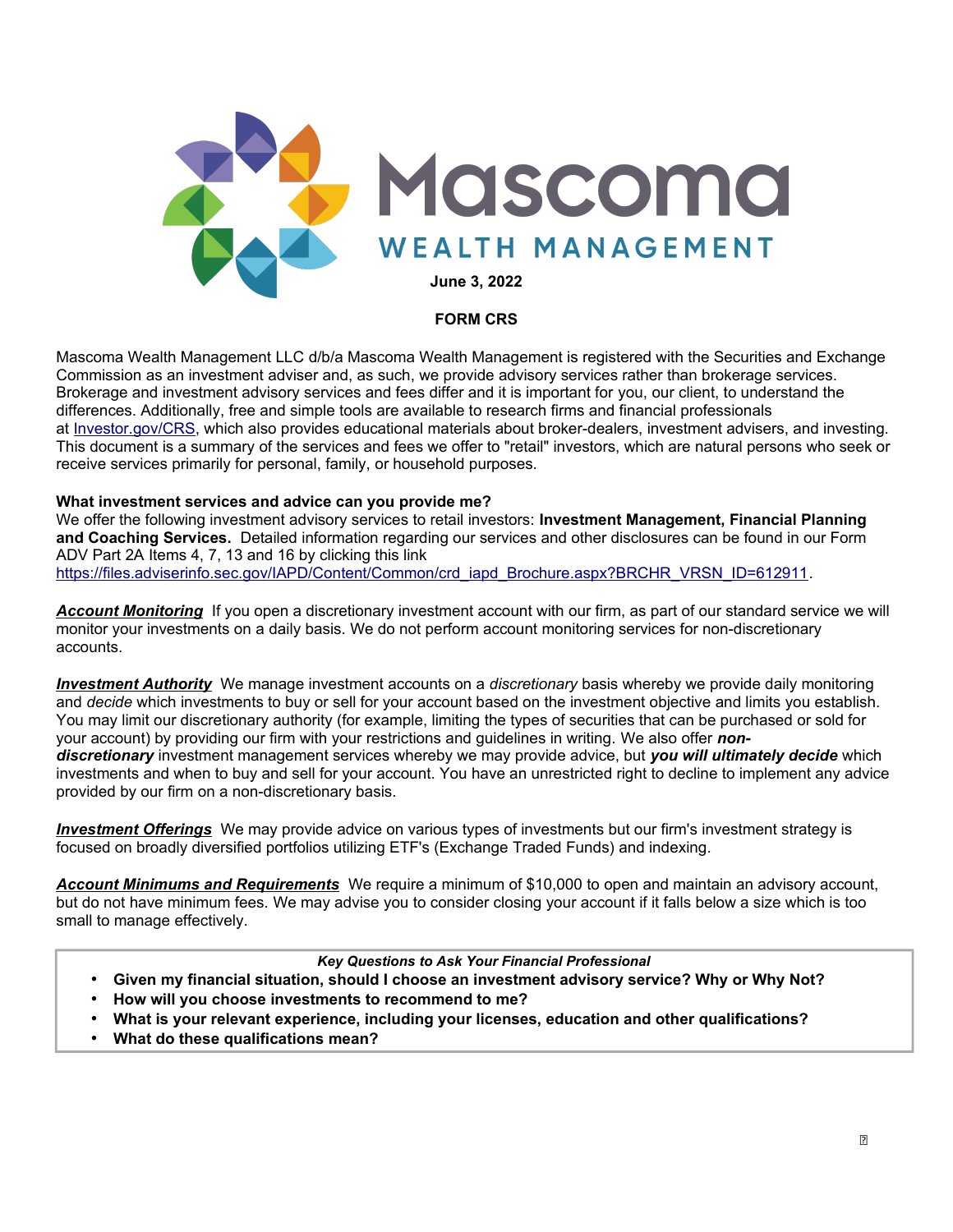# Mascoma WEALTH MANAGEMENT

**June 3, 2022**

**FORM CRS**

Mascoma Wealth Management LLC d/b/a Mascoma Wealth Management is registered with the Securities and Exchange Commission as an investment adviser and, as such, we provide advisory services rather than brokerage services. Brokerage and investment advisory services and fees differ and it is important for you, our client, to understand the differences. Additionally, free and simple tools are available to research firms and financial professionals at Investor.gov/CRS, which also provides educational materials about broker-dealers, investment advisers, and investing. This document is a summary of the services and fees we offer to "retail" investors, which are natural persons who seek or receive services primarily for personal, family, or household purposes.

**What investment services and advice can you provide me?**
We offer the following investment advisory services to retail investors: **Investment Management, Financial Planning and Coaching Services.** Detailed information regarding our services and other disclosures can be found in our Form ADV Part 2A Items 4, 7, 13 and 16 by clicking this link https://files.adviserinfo.sec.gov/IAPD/Content/Common/crd_iapd_Brochure.aspx?BRCHR_VRSN_ID=612911.

***Account Monitoring*** If you open a discretionary investment account with our firm, as part of our standard service we will monitor your investments on a daily basis. We do not perform account monitoring services for non-discretionary accounts.

***Investment Authority*** We manage investment accounts on a *discretionary* basis whereby we provide daily monitoring and *decide* which investments to buy or sell for your account based on the investment objective and limits you establish. You may limit our discretionary authority (for example, limiting the types of securities that can be purchased or sold for your account) by providing our firm with your restrictions and guidelines in writing. We also offer ***non-discretionary*** investment management services whereby we may provide advice, but ***you will ultimately decide*** which investments and when to buy and sell for your account. You have an unrestricted right to decline to implement any advice provided by our firm on a non-discretionary basis.

***Investment Offerings*** We may provide advice on various types of investments but our firm's investment strategy is focused on broadly diversified portfolios utilizing ETF's (Exchange Traded Funds) and indexing.

***Account Minimums and Requirements*** We require a minimum of $10,000 to open and maintain an advisory account, but do not have minimum fees. We may advise you to consider closing your account if it falls below a size which is too small to manage effectively.

***Key Questions to Ask Your Financial Professional***

- **Given my financial situation, should I choose an investment advisory service? Why or Why Not?**
- **How will you choose investments to recommend to me?**
- **What is your relevant experience, including your licenses, education and other qualifications?**
- **What do these qualifications mean?**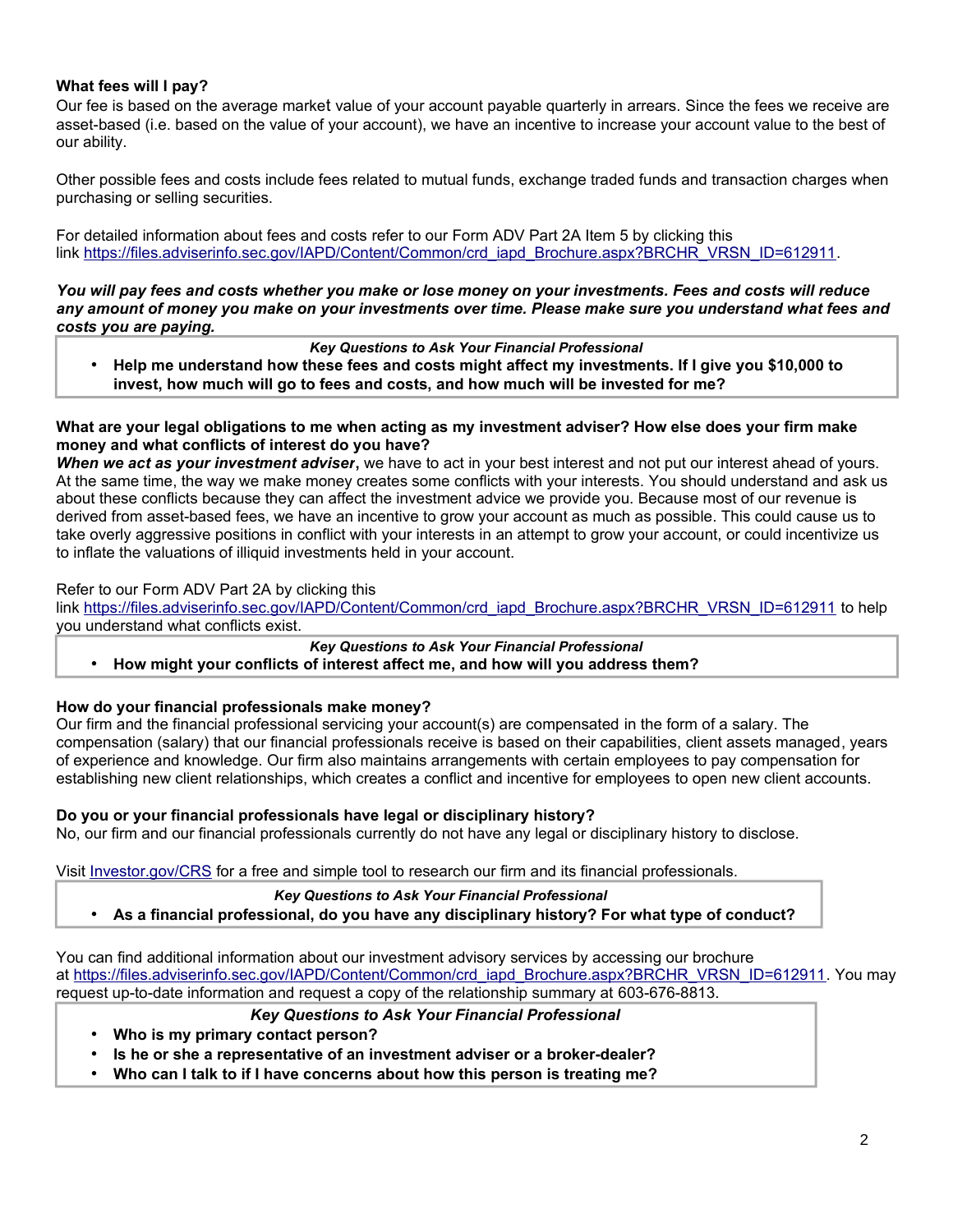**What fees will I pay?**

Our fee is based on the average market value of your account payable quarterly in arrears. Since the fees we receive are asset-based (i.e. based on the value of your account), we have an incentive to increase your account value to the best of our ability.

Other possible fees and costs include fees related to mutual funds, exchange traded funds and transaction charges when purchasing or selling securities.

For detailed information about fees and costs refer to our Form ADV Part 2A Item 5 by clicking this link https://files.adviserinfo.sec.gov/IAPD/Content/Common/crd_iapd_Brochure.aspx?BRCHR_VRSN_ID=612911.

***You will pay fees and costs whether you make or lose money on your investments. Fees and costs will reduce any amount of money you make on your investments over time. Please make sure you understand what fees and costs you are paying.***

> ***Key Questions to Ask Your Financial Professional***
>
> - **Help me understand how these fees and costs might affect my investments. If I give you $10,000 to invest, how much will go to fees and costs, and how much will be invested for me?**

**What are your legal obligations to me when acting as my investment adviser? How else does your firm make money and what conflicts of interest do you have?**

***When we act as your investment adviser*****,** we have to act in your best interest and not put our interest ahead of yours. At the same time, the way we make money creates some conflicts with your interests. You should understand and ask us about these conflicts because they can affect the investment advice we provide you. Because most of our revenue is derived from asset-based fees, we have an incentive to grow your account as much as possible. This could cause us to take overly aggressive positions in conflict with your interests in an attempt to grow your account, or could incentivize us to inflate the valuations of illiquid investments held in your account.

Refer to our Form ADV Part 2A by clicking this link https://files.adviserinfo.sec.gov/IAPD/Content/Common/crd_iapd_Brochure.aspx?BRCHR_VRSN_ID=612911 to help you understand what conflicts exist.

> ***Key Questions to Ask Your Financial Professional***
>
> - **How might your conflicts of interest affect me, and how will you address them?**

**How do your financial professionals make money?**

Our firm and the financial professional servicing your account(s) are compensated in the form of a salary. The compensation (salary) that our financial professionals receive is based on their capabilities, client assets managed, years of experience and knowledge. Our firm also maintains arrangements with certain employees to pay compensation for establishing new client relationships, which creates a conflict and incentive for employees to open new client accounts.

**Do you or your financial professionals have legal or disciplinary history?**

No, our firm and our financial professionals currently do not have any legal or disciplinary history to disclose.

Visit Investor.gov/CRS for a free and simple tool to research our firm and its financial professionals.

> ***Key Questions to Ask Your Financial Professional***
>
> - **As a financial professional, do you have any disciplinary history? For what type of conduct?**

You can find additional information about our investment advisory services by accessing our brochure at https://files.adviserinfo.sec.gov/IAPD/Content/Common/crd_iapd_Brochure.aspx?BRCHR_VRSN_ID=612911. You may request up-to-date information and request a copy of the relationship summary at 603-676-8813.

> ***Key Questions to Ask Your Financial Professional***
>
> - **Who is my primary contact person?**
> - **Is he or she a representative of an investment adviser or a broker-dealer?**
> - **Who can I talk to if I have concerns about how this person is treating me?**